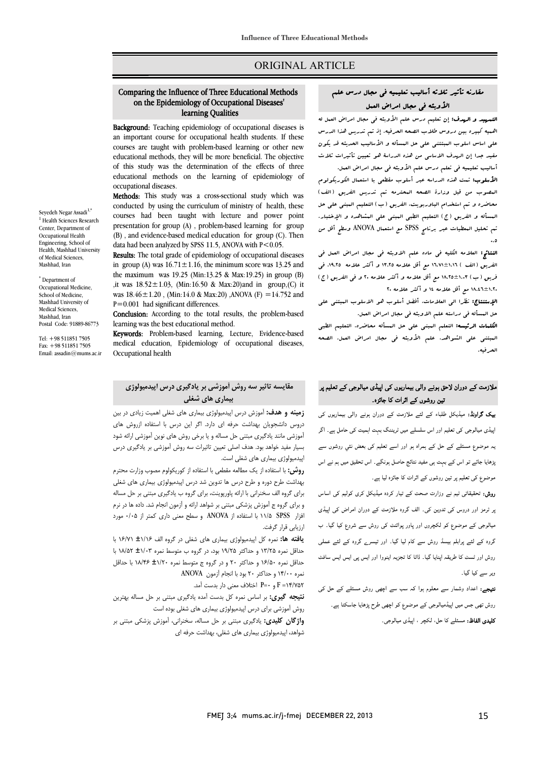ORIGINAL ARTICLE

# Comparing the Influence of Three Educational Methods on the Epidemiology of Occupational Diseases' learning Qualities

Seyedeh Negar Assadi[1,*]

[1] Health Sciences Research Center, Department of Occupational Health Engineering, School of Health, Mashhad University of Medical Sciences, Mashhad, Iran

[*] Department of Occupational Medicine, School of Medicine, Mashhad University of Medical Sciences, Mashhad, Iran
Postal Code: 91889-86773

Tel: +98 511851 7505
Fax: +98 511851 7505
Email: assadin@mums.ac.ir

**Background:** Teaching epidemiology of occupational diseases is an important course for occupational health students. If these courses are taught with problem-based learning or other new educational methods, they will be more beneficial. The objective of this study was the determination of the effects of three educational methods on the learning of epidemiology of occupational diseases.

**Methods:** This study was a cross-sectional study which was conducted by using the curriculum of ministry of health, these courses had been taught with lecture and power point presentation for group (A) , problem-based learning for group (B) , and evidence-based medical education for group (C). Then data had been analyzed by SPSS 11.5, ANOVA with $P<0.05$.

**Results:** The total grade of epidemiology of occupational diseases in group (A) was $16.71\pm1.16$, the minimum score was 13.25 and the maximum was 19.25 (Min:13.25 & Max:19.25) in group (B) ,it was $18.52\pm1.03$, (Min:16.50 & Max:20)and in group,(C) it was $18.46\pm1.20$ , (Min:14.0 & Max:20) ,ANOVA (F) =14.752 and P=0.001 had significant differences.

**Conclusion:** According to the total results, the problem-based learning was the best educational method.

**Keywords:** Problem-based learning, Lecture, Evidence-based medical education, Epidemiology of occupational diseases, Occupational health

## مقارنه تأثیر ثلاثه أسالیب تعلیمیه فی مجال درس علم الأوبئه فی مجال امراض العمل

**التمهید و الهدف:** إن تعلیم درس علم الأوبئه فی مجال امراض العمل له اهمیه کبیره بین دروس طلاب الصحه الحرفیه. إذ تم تدریس هذا الدرس علی اساس اسلوب المبتنئی علی حل المسأله و الأسالیب الحدیثه قد یکون مفید جدا إن الهدف الاساسی من هذه الدراسة هو تعیین تأثیرات ثلاث أسالیب تعلیمیه فی تعلم درس علم الأوبئه فی مجال امراض العمل.

**الأسلوب:** تمت هذه الدراسه عبر أسلوب مقطعی با استعمال الکوریکولوم المصوب من قبل وزارة الصحه المحترمه تم تدریس الفریق (الف) محاضره و تم استخدام الباوربویت، الفریق (ب) التعلیم المبنی علی حل المسأله و الفریق (ج) التعلیم الطبی المبنی علی المشاهده و الإختبار. تم تحلیل المعطیات عبر برنامج SPSS مع استعمال ANOVA وسطح أقل من ۰.۵

**النتائج:** العلامه الکلیه فی ماده علم الاوبئه فی مجال امراض العمل فی الفریق (الف ) ۱.۱۶±۱۶.۷۱ مع أقل علامه ۱۳.۲۵ و أکثر علامه ۱۹.۲۵ فی فریق (ب ) ۱.۰۳±۱۸.۲۵ مع أقل علامه و أکثر علامه ۲۰ و فی الفریق (ج ) ۱.۲۰±۱۸.٤٦ مع أقل العلامه ۱٤ و أکثر علامه ۲۰

**الإستنتاج:** نظرا الی العلامات. أفضل أسلوب هو الاسلوب المبنی علی حل المسأله فی دراسته علم الاوبئه فی مجال امراض العمل.

**الکلمات الرئیسه:** التعلم المبنی علی حل المسأله محاضره. التعلیم الطبی المبتنی علی الشواهد، علم الأوبئه فی مجال امراض العمل. الصحه الحرفیه.

## مقایسه تاثیر سه روش آموزشی بر یادگیری درس اپیدمیولوژی بیماری های شغلی

**زمینه و هدف:** آموزش درس اپیدمیولوژی بیماری های شغلی اهمیت زیادی در بین دروس دانشجویان بهداشت حرفه ای دارد. اگر این درس با استفاده ازروش های آموزشی مانند یادگیری مبتنی حل مساله و یا برخی روش های نوین آموزشی ارائه شود بسیار مفید خواهد بود. هدف اصلی تعیین تاثیرات سه روش آموزشی بر یادگیری درس اپیدمیولوژی بیماری های شغلی است.

**روش:** با استفاده از یک مطالعه مقطعی با استفاده از کوریکولوم مصوب وزارت محترم بهداشت طرح دوره و طرح درس ها تدوین شد درس اپیدمیولوژی بیماری های شغلی برای گروه الف سخنرانی با ارائه پاورپوینت، برای گروه ب یادگیری مبتنی بر حل مساله و برای گروه ج آموزش پزشکی مبتنی بر شواهد ارائه و آزمون انجام شد. داده ها در نرم افزار SPSS ۱۱/۵ با استفاده از ANOVA و سطح معنی داری کمتر از ۰/۰۵ مورد ارزیابی قرار گرفت.

**یافته ها:** نمره کل اپیدمیولوژی بیماری های شغلی در گروه الف ۱/۱۶± ۱۶/۷۱ با حداقل نمره ۱۳/۲۵ و حداکثر ۱۹/۲۵ بود، در گروه ب متوسط نمره ۱/۰۳± ۱۸/۵۲ با حداقل نمره ۱۶/۵۰ و حداکثر ۲۰ و در گروه ج متوسط نمره ۱/۲۰± ۱۸/۴۶ با حداقل نمره ۱۴/۰۰ و حداکثر ۲۰ بود با انجام آزمون ANOVA
F =۱۴/۷۵۲ و P=۰ اختلاف معنی دار بدست آمد.

**نتیجه گیری:** بر اساس نمره کل بدست آمده یادگیری مبتنی بر حل مساله بهترین روش آموزشی برای درس اپیدمیولوژی بیماری های شغلی بوده است

**واژگان کلیدی:** یادگیری مبتنی بر حل مساله، سخنرانی، آموزش پزشکی مبتنی بر شواهد، اپیدمیولوژی بیماری های شغلی، بهداشت حرفه ای

## ملازمت کے دوران لاحق ہونے والی بیماریوں کی اپیڈی میالوجی کے تعلیم پر تین روشوں کے اثرات کا جائزہ۔

**بیک گراونڈ:** میڈیکل طلباء کے لئے ملازمت کے دوران ہونے والی بیماریوں کی اپیڈی میالوجی کی تعلیم اور اس سلسلے میں ٹریننگ بہت اہمیت کی حامل ہے۔ اگر یہ موضوع مسئلے کے حل کے ہمراہ ہو اور اسے تعلیم کی بعض نئي روشوں سے پڑھایا جائے تو اس کے بہت ہی مفید نتائج حاصل ہونگے۔ اس تحقیق میں ہم نے اس موضوع کی تعلیم پر تین روشوں کے اثرات کا جائزہ لیا ہے۔

**روش:** تحقیقاتی ٹیم نے وزارت صحت کے تیار کردہ میڈیکل کری کولیم کی اساس پر ٹرمز اور دروس کی تدوین کی۔ الف گروہ ملازمت کے دوران امراض کی اپیڈی میالوجی کے موضوع کو لکچروں اور پاور پوائنٹ کی روش سے شروع کیا گيا۔ ب گروہ کے لئے پرابلم بیسڈ روش سے کام لیا گيا۔ اور تیسرے گروہ کے لئے عملی روش اور ٹسٹ کا طریقہ اپنایا گيا۔ ڈاٹا کا تجزیہ اینووا اور ایس پی ایس ایس سافٹ ویر سے کیا گيا۔

**نتیجے:** اعداد وشمار سے معلوم ہوا کہ سب سے اچھی روش مسئلے کے حل کی روش تھی جس میں اپیڈمیالوجی کے موضوع کو اچھی طرح پڑھایا جاسکتا ہے۔

**کلیدی الفاظ:** مسئلے کا حل، لکچر ، اپیڈی میالوجی۔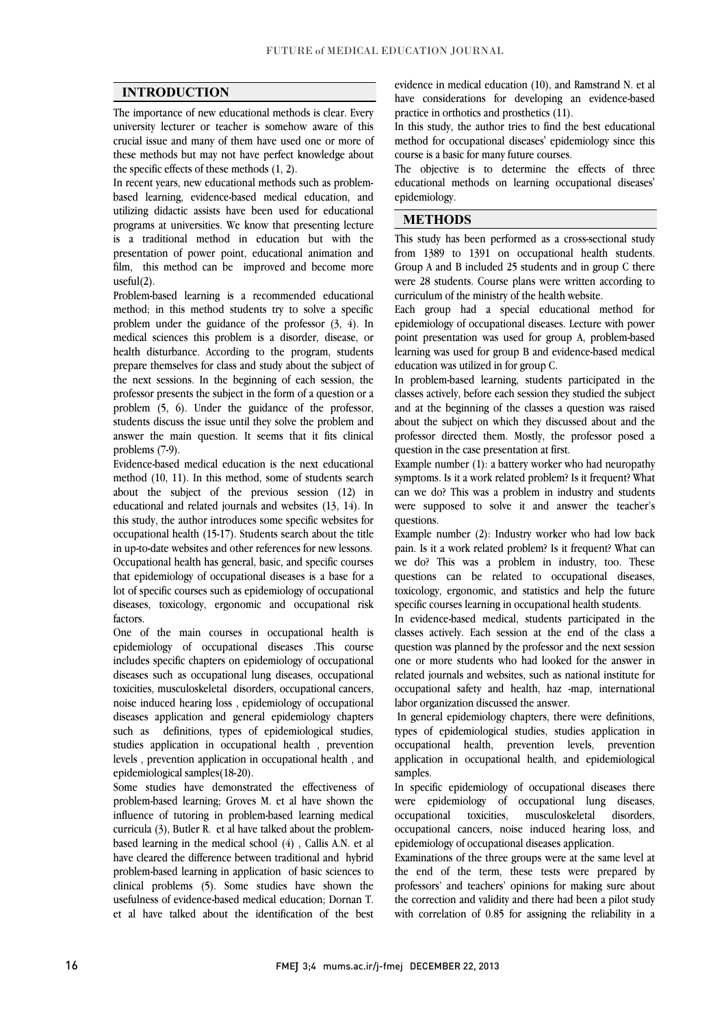## INTRODUCTION

The importance of new educational methods is clear. Every university lecturer or teacher is somehow aware of this crucial issue and many of them have used one or more of these methods but may not have perfect knowledge about the specific effects of these methods (1, 2).

In recent years, new educational methods such as problem-based learning, evidence-based medical education, and utilizing didactic assists have been used for educational programs at universities. We know that presenting lecture is a traditional method in education but with the presentation of power point, educational animation and film, this method can be improved and become more useful(2).

Problem-based learning is a recommended educational method; in this method students try to solve a specific problem under the guidance of the professor (3, 4). In medical sciences this problem is a disorder, disease, or health disturbance. According to the program, students prepare themselves for class and study about the subject of the next sessions. In the beginning of each session, the professor presents the subject in the form of a question or a problem (5, 6). Under the guidance of the professor, students discuss the issue until they solve the problem and answer the main question. It seems that it fits clinical problems (7-9).

Evidence-based medical education is the next educational method (10, 11). In this method, some of students search about the subject of the previous session (12) in educational and related journals and websites (13, 14). In this study, the author introduces some specific websites for occupational health (15-17). Students search about the title in up-to-date websites and other references for new lessons. Occupational health has general, basic, and specific courses that epidemiology of occupational diseases is a base for a lot of specific courses such as epidemiology of occupational diseases, toxicology, ergonomic and occupational risk factors.

One of the main courses in occupational health is epidemiology of occupational diseases .This course includes specific chapters on epidemiology of occupational diseases such as occupational lung diseases, occupational toxicities, musculoskeletal disorders, occupational cancers, noise induced hearing loss , epidemiology of occupational diseases application and general epidemiology chapters such as definitions, types of epidemiological studies, studies application in occupational health , prevention levels , prevention application in occupational health , and epidemiological samples(18-20).

Some studies have demonstrated the effectiveness of problem-based learning; Groves M. et al have shown the influence of tutoring in problem-based learning medical curricula (3), Butler R. et al have talked about the problem-based learning in the medical school (4) , Callis A.N. et al have cleared the difference between traditional and hybrid problem-based learning in application of basic sciences to clinical problems (5). Some studies have shown the usefulness of evidence-based medical education; Dornan T. et al have talked about the identification of the best evidence in medical education (10), and Ramstrand N. et al have considerations for developing an evidence-based practice in orthotics and prosthetics (11).

In this study, the author tries to find the best educational method for occupational diseases' epidemiology since this course is a basic for many future courses.

The objective is to determine the effects of three educational methods on learning occupational diseases' epidemiology.

## METHODS

This study has been performed as a cross-sectional study from 1389 to 1391 on occupational health students. Group A and B included 25 students and in group C there were 28 students. Course plans were written according to curriculum of the ministry of the health website.

Each group had a special educational method for epidemiology of occupational diseases. Lecture with power point presentation was used for group A, problem-based learning was used for group B and evidence-based medical education was utilized in for group C.

In problem-based learning, students participated in the classes actively, before each session they studied the subject and at the beginning of the classes a question was raised about the subject on which they discussed about and the professor directed them. Mostly, the professor posed a question in the case presentation at first.

Example number (1): a battery worker who had neuropathy symptoms. Is it a work related problem? Is it frequent? What can we do? This was a problem in industry and students were supposed to solve it and answer the teacher's questions.

Example number (2): Industry worker who had low back pain. Is it a work related problem? Is it frequent? What can we do? This was a problem in industry, too. These questions can be related to occupational diseases, toxicology, ergonomic, and statistics and help the future specific courses learning in occupational health students.

In evidence-based medical, students participated in the classes actively. Each session at the end of the class a question was planned by the professor and the next session one or more students who had looked for the answer in related journals and websites, such as national institute for occupational safety and health, haz -map, international labor organization discussed the answer.

In general epidemiology chapters, there were definitions, types of epidemiological studies, studies application in occupational health, prevention levels, prevention application in occupational health, and epidemiological samples.

In specific epidemiology of occupational diseases there were epidemiology of occupational lung diseases, occupational toxicities, musculoskeletal disorders, occupational cancers, noise induced hearing loss, and epidemiology of occupational diseases application.

Examinations of the three groups were at the same level at the end of the term, these tests were prepared by professors' and teachers' opinions for making sure about the correction and validity and there had been a pilot study with correlation of 0.85 for assigning the reliability in a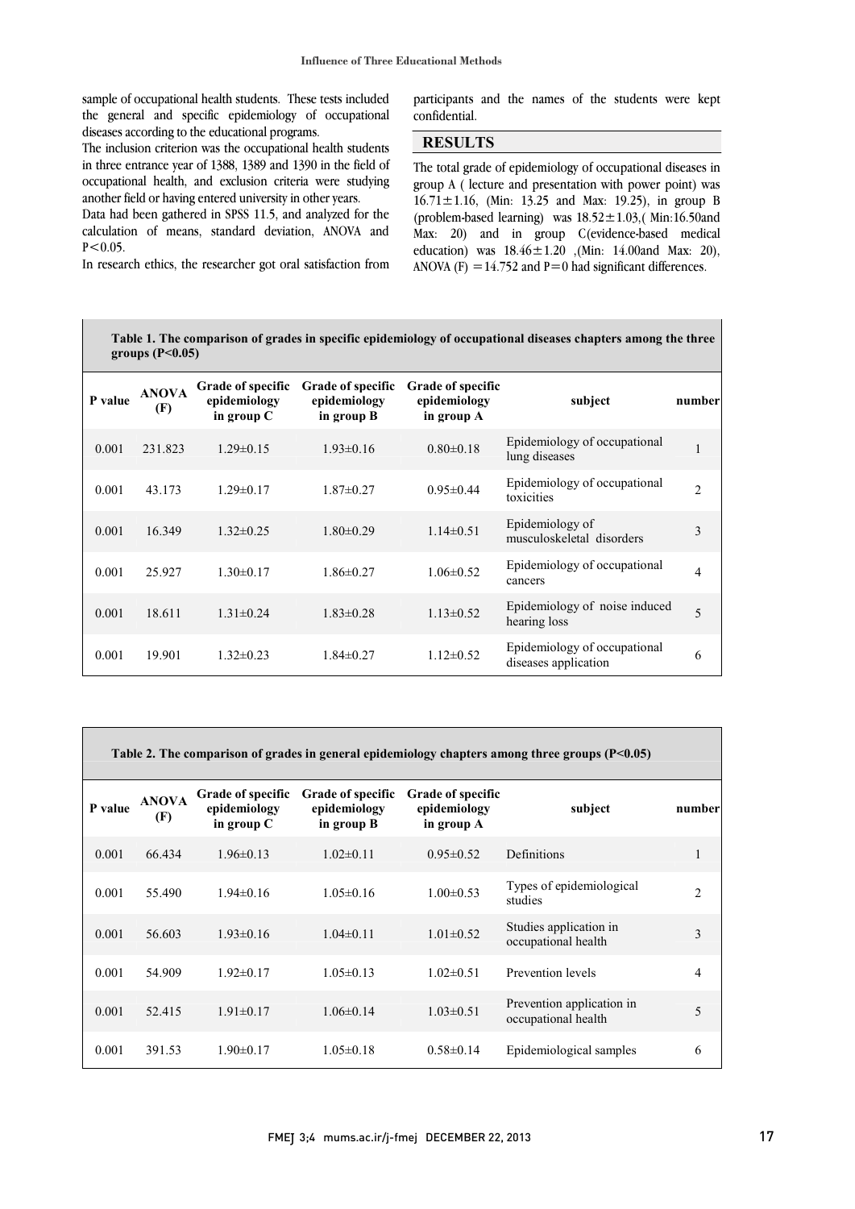sample of occupational health students. These tests included the general and specific epidemiology of occupational diseases according to the educational programs.

The inclusion criterion was the occupational health students in three entrance year of 1388, 1389 and 1390 in the field of occupational health, and exclusion criteria were studying another field or having entered university in other years.

Data had been gathered in SPSS 11.5, and analyzed for the calculation of means, standard deviation, ANOVA and $P<0.05$.

In research ethics, the researcher got oral satisfaction from participants and the names of the students were kept confidential.

## RESULTS

The total grade of epidemiology of occupational diseases in group A ( lecture and presentation with power point) was $16.71\pm1.16$, (Min: 13.25 and Max: 19.25), in group B (problem-based learning) was $18.52\pm1.03$,( Min:16.50and Max: 20) and in group C(evidence-based medical education) was $18.46\pm1.20$ ,(Min: 14.00and Max: 20), ANOVA (F) $=14.752$ and $P=0$ had significant differences.

**Table 1. The comparison of grades in specific epidemiology of occupational diseases chapters among the three groups (P<0.05)**

| P value | ANOVA (F) | Grade of specific epidemiology in group C | Grade of specific epidemiology in group B | Grade of specific epidemiology in group A | subject | number |
|---|---|---|---|---|---|---|
| 0.001 | 231.823 | 1.29±0.15 | 1.93±0.16 | 0.80±0.18 | Epidemiology of occupational lung diseases | 1 |
| 0.001 | 43.173 | 1.29±0.17 | 1.87±0.27 | 0.95±0.44 | Epidemiology of occupational toxicities | 2 |
| 0.001 | 16.349 | 1.32±0.25 | 1.80±0.29 | 1.14±0.51 | Epidemiology of musculoskeletal disorders | 3 |
| 0.001 | 25.927 | 1.30±0.17 | 1.86±0.27 | 1.06±0.52 | Epidemiology of occupational cancers | 4 |
| 0.001 | 18.611 | 1.31±0.24 | 1.83±0.28 | 1.13±0.52 | Epidemiology of noise induced hearing loss | 5 |
| 0.001 | 19.901 | 1.32±0.23 | 1.84±0.27 | 1.12±0.52 | Epidemiology of occupational diseases application | 6 |

**Table 2. The comparison of grades in general epidemiology chapters among three groups (P<0.05)**

| P value | ANOVA (F) | Grade of specific epidemiology in group C | Grade of specific epidemiology in group B | Grade of specific epidemiology in group A | subject | number |
|---|---|---|---|---|---|---|
| 0.001 | 66.434 | 1.96±0.13 | 1.02±0.11 | 0.95±0.52 | Definitions | 1 |
| 0.001 | 55.490 | 1.94±0.16 | 1.05±0.16 | 1.00±0.53 | Types of epidemiological studies | 2 |
| 0.001 | 56.603 | 1.93±0.16 | 1.04±0.11 | 1.01±0.52 | Studies application in occupational health | 3 |
| 0.001 | 54.909 | 1.92±0.17 | 1.05±0.13 | 1.02±0.51 | Prevention levels | 4 |
| 0.001 | 52.415 | 1.91±0.17 | 1.06±0.14 | 1.03±0.51 | Prevention application in occupational health | 5 |
| 0.001 | 391.53 | 1.90±0.17 | 1.05±0.18 | 0.58±0.14 | Epidemiological samples | 6 |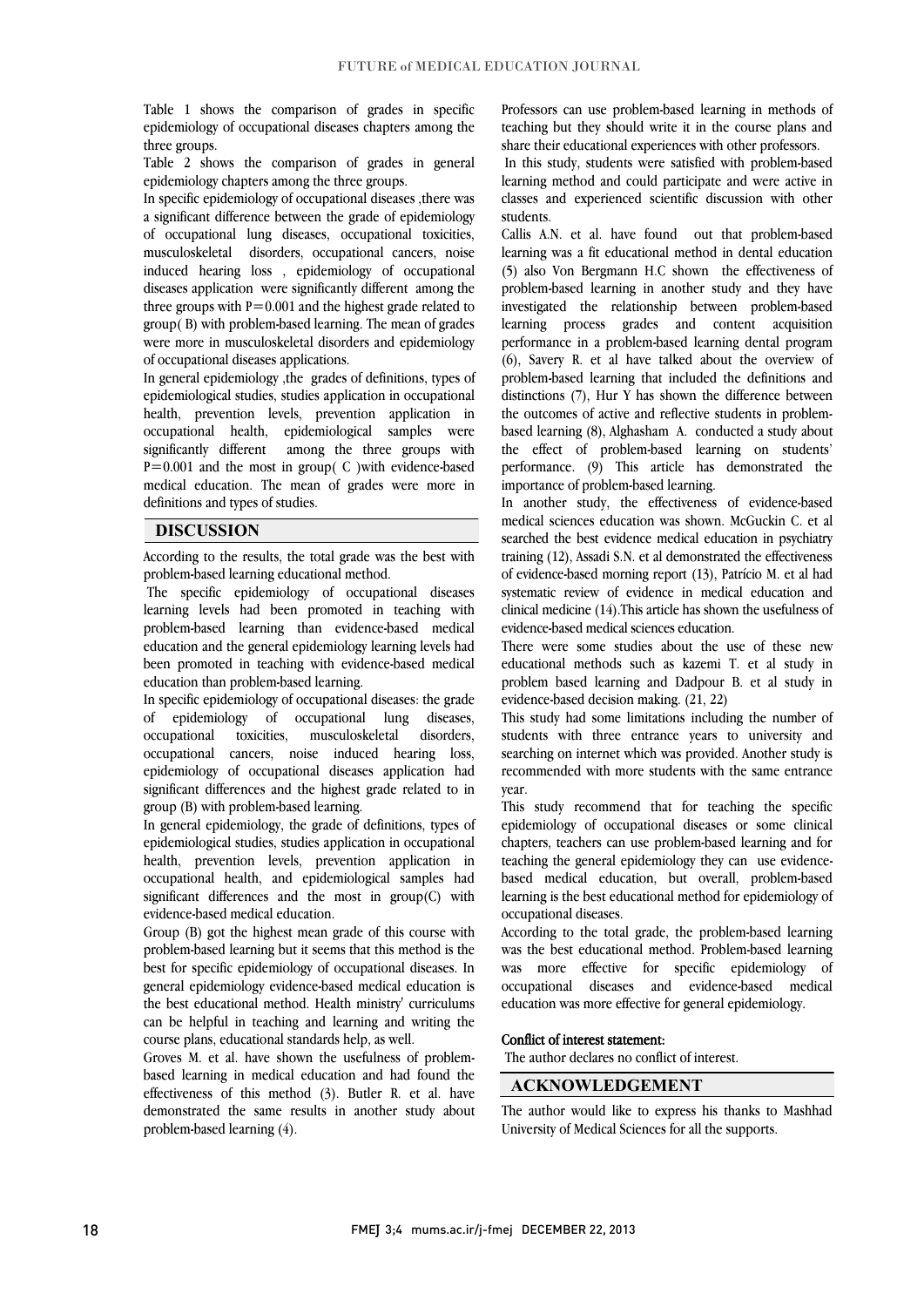Table 1 shows the comparison of grades in specific epidemiology of occupational diseases chapters among the three groups.

Table 2 shows the comparison of grades in general epidemiology chapters among the three groups.

In specific epidemiology of occupational diseases ,there was a significant difference between the grade of epidemiology of occupational lung diseases, occupational toxicities, musculoskeletal disorders, occupational cancers, noise induced hearing loss , epidemiology of occupational diseases application were significantly different among the three groups with P=0.001 and the highest grade related to group( B) with problem-based learning. The mean of grades were more in musculoskeletal disorders and epidemiology of occupational diseases applications.

In general epidemiology ,the grades of definitions, types of epidemiological studies, studies application in occupational health, prevention levels, prevention application in occupational health, epidemiological samples were significantly different among the three groups with P=0.001 and the most in group( C )with evidence-based medical education. The mean of grades were more in definitions and types of studies.

## DISCUSSION

According to the results, the total grade was the best with problem-based learning educational method.

The specific epidemiology of occupational diseases learning levels had been promoted in teaching with problem-based learning than evidence-based medical education and the general epidemiology learning levels had been promoted in teaching with evidence-based medical education than problem-based learning.

In specific epidemiology of occupational diseases: the grade of epidemiology of occupational lung diseases, occupational toxicities, musculoskeletal disorders, occupational cancers, noise induced hearing loss, epidemiology of occupational diseases application had significant differences and the highest grade related to in group (B) with problem-based learning.

In general epidemiology, the grade of definitions, types of epidemiological studies, studies application in occupational health, prevention levels, prevention application in occupational health, and epidemiological samples had significant differences and the most in group(C) with evidence-based medical education.

Group (B) got the highest mean grade of this course with problem-based learning but it seems that this method is the best for specific epidemiology of occupational diseases. In general epidemiology evidence-based medical education is the best educational method. Health ministry' curriculums can be helpful in teaching and learning and writing the course plans, educational standards help, as well.

Groves M. et al. have shown the usefulness of problem-based learning in medical education and had found the effectiveness of this method (3). Butler R. et al. have demonstrated the same results in another study about problem-based learning (4).

Professors can use problem-based learning in methods of teaching but they should write it in the course plans and share their educational experiences with other professors.

In this study, students were satisfied with problem-based learning method and could participate and were active in classes and experienced scientific discussion with other students.

Callis A.N. et al. have found out that problem-based learning was a fit educational method in dental education (5) also Von Bergmann H.C shown the effectiveness of problem-based learning in another study and they have investigated the relationship between problem-based learning process grades and content acquisition performance in a problem-based learning dental program (6), Savery R. et al have talked about the overview of problem-based learning that included the definitions and distinctions (7), Hur Y has shown the difference between the outcomes of active and reflective students in problem-based learning (8), Alghasham A. conducted a study about the effect of problem-based learning on students' performance. (9) This article has demonstrated the importance of problem-based learning.

In another study, the effectiveness of evidence-based medical sciences education was shown. McGuckin C. et al searched the best evidence medical education in psychiatry training (12), Assadi S.N. et al demonstrated the effectiveness of evidence-based morning report (13), Patrício M. et al had systematic review of evidence in medical education and clinical medicine (14).This article has shown the usefulness of evidence-based medical sciences education.

There were some studies about the use of these new educational methods such as kazemi T. et al study in problem based learning and Dadpour B. et al study in evidence-based decision making. (21, 22)

This study had some limitations including the number of students with three entrance years to university and searching on internet which was provided. Another study is recommended with more students with the same entrance year.

This study recommend that for teaching the specific epidemiology of occupational diseases or some clinical chapters, teachers can use problem-based learning and for teaching the general epidemiology they can use evidence-based medical education, but overall, problem-based learning is the best educational method for epidemiology of occupational diseases.

According to the total grade, the problem-based learning was the best educational method. Problem-based learning was more effective for specific epidemiology of occupational diseases and evidence-based medical education was more effective for general epidemiology.

**Conflict of interest statement:**

The author declares no conflict of interest.

## ACKNOWLEDGEMENT

The author would like to express his thanks to Mashhad University of Medical Sciences for all the supports.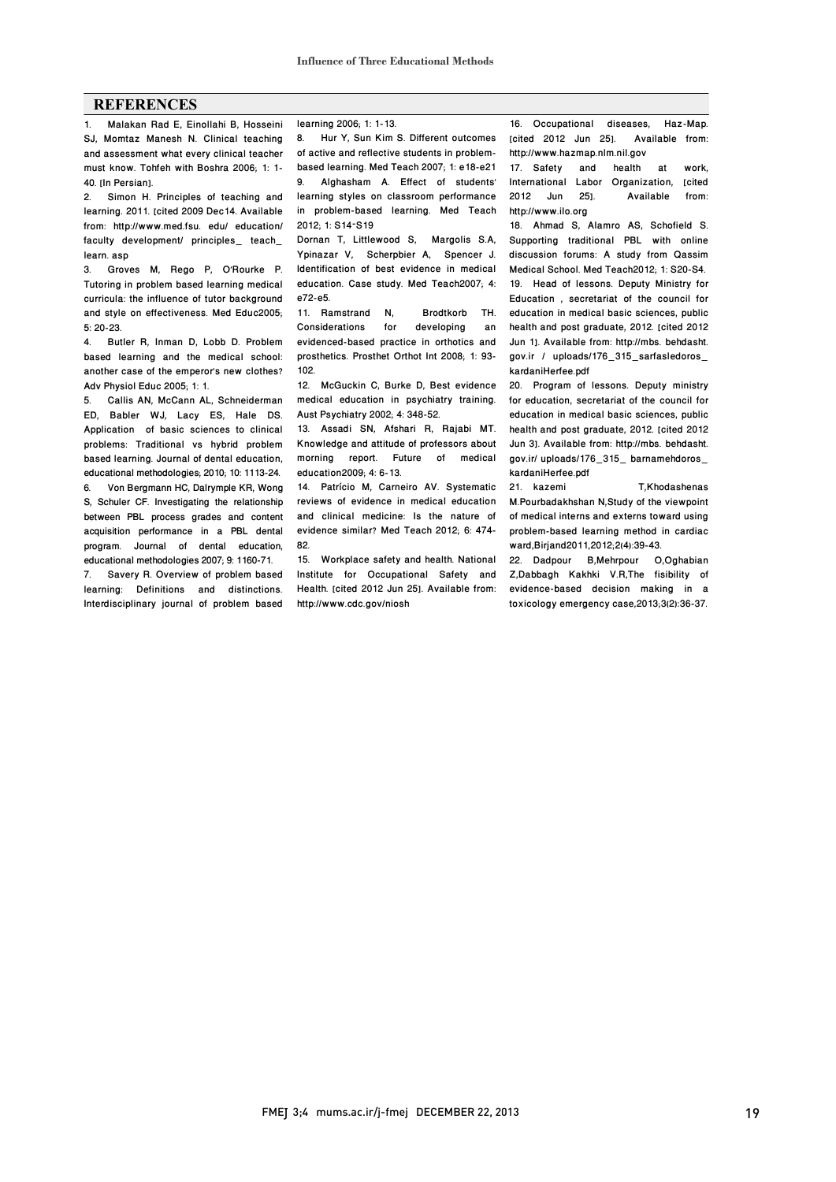## REFERENCES

1. Malakan Rad E, Einollahi B, Hosseini SJ, Momtaz Manesh N. Clinical teaching and assessment what every clinical teacher must know. Tohfeh with Boshra 2006; 1: 1-40. [In Persian].
2. Simon H. Principles of teaching and learning. 2011. [cited 2009 Dec14. Available from: http://www.med.fsu. edu/ education/ faculty development/ principles_ teach_ learn. asp
3. Groves M, Rego P, O'Rourke P. Tutoring in problem based learning medical curricula: the influence of tutor background and style on effectiveness. Med Educ2005; 5: 20-23.
4. Butler R, Inman D, Lobb D. Problem based learning and the medical school: another case of the emperor's new clothes? Adv Physiol Educ 2005; 1: 1.
5. Callis AN, McCann AL, Schneiderman ED, Babler WJ, Lacy ES, Hale DS. Application of basic sciences to clinical problems: Traditional vs hybrid problem based learning. Journal of dental education, educational methodologies; 2010; 10: 1113-24.
6. Von Bergmann HC, Dalrymple KR, Wong S, Schuler CF. Investigating the relationship between PBL process grades and content acquisition performance in a PBL dental program. Journal of dental education, educational methodologies 2007; 9: 1160-71.
7. Savery R. Overview of problem based learning: Definitions and distinctions. Interdisciplinary journal of problem based learning 2006; 1: 1-13.
8. Hur Y, Sun Kim S. Different outcomes of active and reflective students in problem-based learning. Med Teach 2007; 1: e18-e21
9. Alghasham A. Effect of students' learning styles on classroom performance in problem-based learning. Med Teach 2012; 1: S14-S19

Dornan T, Littlewood S, Margolis S.A, Ypinazar V, Scherpbier A, Spencer J. Identification of best evidence in medical education. Case study. Med Teach2007; 4: e72-e5.

11. Ramstrand N, Brodtkorb TH. Considerations for developing an evidenced-based practice in orthotics and prosthetics. Prosthet Orthot Int 2008; 1: 93-102.
12. McGuckin C, Burke D, Best evidence medical education in psychiatry training. Aust Psychiatry 2002; 4: 348-52.
13. Assadi SN, Afshari R, Rajabi MT. Knowledge and attitude of professors about morning report. Future of medical education2009; 4: 6-13.
14. Patrício M, Carneiro AV. Systematic reviews of evidence in medical education and clinical medicine: Is the nature of evidence similar? Med Teach 2012; 6: 474-82.
15. Workplace safety and health. National Institute for Occupational Safety and Health. [cited 2012 Jun 25]. Available from: http://www.cdc.gov/niosh
16. Occupational diseases, Haz-Map. [cited 2012 Jun 25]. Available from: http://www.hazmap.nlm.nil.gov
17. Safety and health at work, International Labor Organization, [cited 2012 Jun 25]. Available from: http://www.ilo.org
18. Ahmad S, Alamro AS, Schofield S. Supporting traditional PBL with online discussion forums: A study from Qassim Medical School. Med Teach2012; 1: S20-S4.
19. Head of lessons. Deputy Ministry for Education , secretariat of the council for education in medical basic sciences, public health and post graduate, 2012. [cited 2012 Jun 1]. Available from: http://mbs. behdasht. gov.ir / uploads/176_315_sarfasledoros_ kardaniHerfee.pdf
20. Program of lessons. Deputy ministry for education, secretariat of the council for education in medical basic sciences, public health and post graduate, 2012. [cited 2012 Jun 3]. Available from: http://mbs. behdasht. gov.ir/ uploads/176_315_ barnamehdoros_ kardaniHerfee.pdf
21. kazemi T,Khodashenas M.Pourbadakhshan N,Study of the viewpoint of medical interns and externs toward using problem-based learning method in cardiac ward,Birjand2011,2012;2(4):39-43.
22. Dadpour B,Mehrpour O,Oghabian Z,Dabbagh Kakhki V.R,The fisibility of evidence-based decision making in a toxicology emergency case,2013;3(2):36-37.